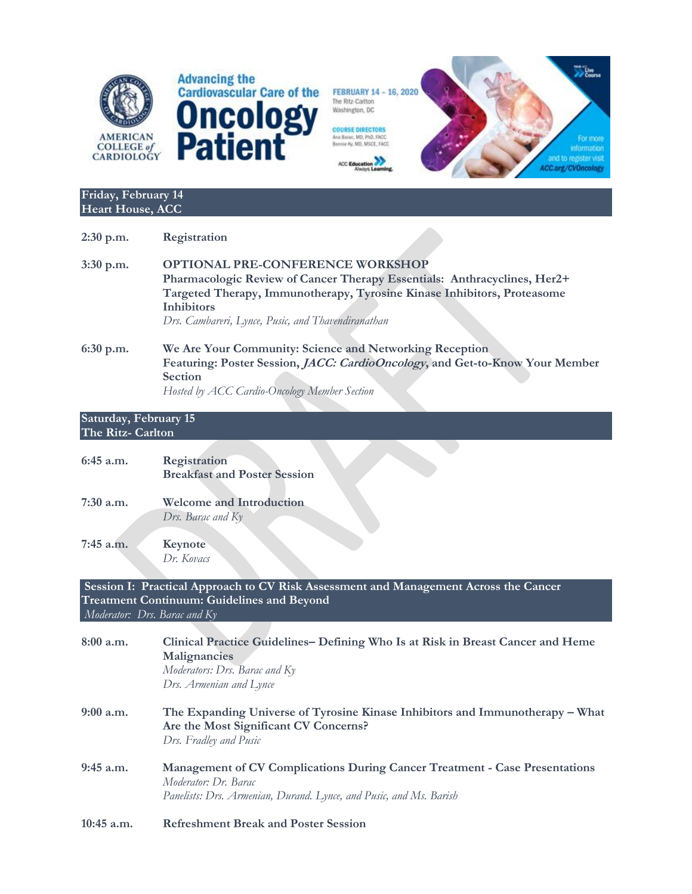AMERICAN COLLEGE of CARDIOLOGY

# Advancing the Cardiovascular Care of the Oncology Patient

FEBRUARY 14 – 16, 2020
The Ritz-Carlton
Washington, DC

COURSE DIRECTORS
Ana Barac, MD, PhD, FACC
Bonnie Ky, MD, MSCE, FACC

ACC Education Always Learning.

For more information and to register visit ACC.org/CVOncology

## Friday, February 14
**Heart House, ACC**

**2:30 p.m.** **Registration**

**3:30 p.m.** **OPTIONAL PRE-CONFERENCE WORKSHOP**
**Pharmacologic Review of Cancer Therapy Essentials: Anthracyclines, Her2+ Targeted Therapy, Immunotherapy, Tyrosine Kinase Inhibitors, Proteasome Inhibitors**
*Drs. Cambareri, Lynce, Pusic, and Thavendiranathan*

**6:30 p.m.** **We Are Your Community: Science and Networking Reception**
**Featuring: Poster Session, *JACC: CardioOncology*, and Get-to-Know Your Member Section**
*Hosted by ACC Cardio-Oncology Member Section*

## Saturday, February 15
**The Ritz- Carlton**

**6:45 a.m.** **Registration**
**Breakfast and Poster Session**

**7:30 a.m.** **Welcome and Introduction**
*Drs. Barac and Ky*

**7:45 a.m.** **Keynote**
*Dr. Kovacs*

### Session I: Practical Approach to CV Risk Assessment and Management Across the Cancer Treatment Continuum: Guidelines and Beyond
*Moderator: Drs. Barac and Ky*

**8:00 a.m.** **Clinical Practice Guidelines– Defining Who Is at Risk in Breast Cancer and Heme Malignancies**
*Moderators: Drs. Barac and Ky*
*Drs. Armenian and Lynce*

**9:00 a.m.** **The Expanding Universe of Tyrosine Kinase Inhibitors and Immunotherapy – What Are the Most Significant CV Concerns?**
*Drs. Fradley and Pusic*

**9:45 a.m.** **Management of CV Complications During Cancer Treatment - Case Presentations**
*Moderator: Dr. Barac*
*Panelists: Drs. Armenian, Durand. Lynce, and Pusic, and Ms. Barish*

**10:45 a.m.** **Refreshment Break and Poster Session**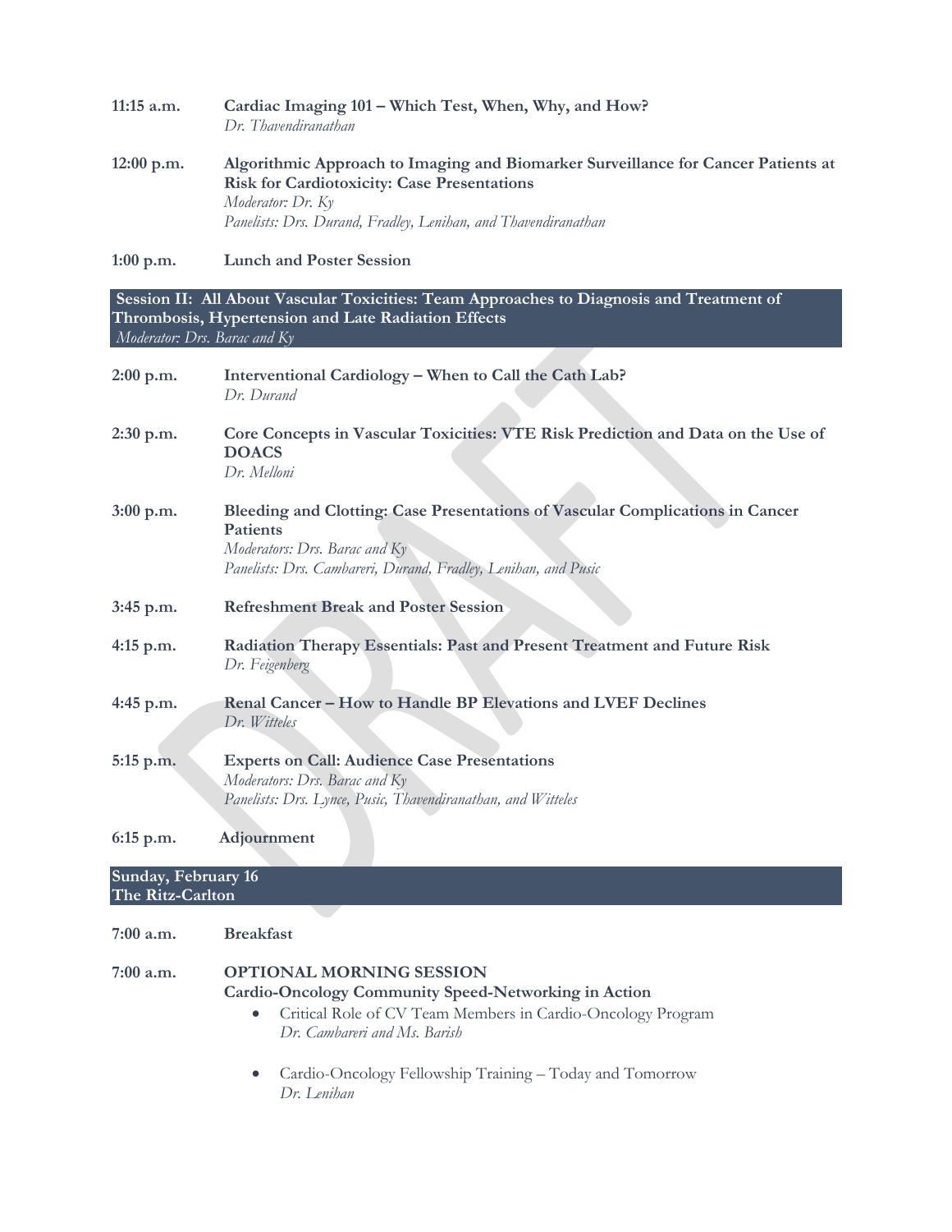**11:15 a.m.** **Cardiac Imaging 101 – Which Test, When, Why, and How?**
*Dr. Thavendiranathan*

**12:00 p.m.** **Algorithmic Approach to Imaging and Biomarker Surveillance for Cancer Patients at Risk for Cardiotoxicity: Case Presentations**
*Moderator: Dr. Ky*
*Panelists: Drs. Durand, Fradley, Lenihan, and Thavendiranathan*

**1:00 p.m.** **Lunch and Poster Session**

## Session II: All About Vascular Toxicities: Team Approaches to Diagnosis and Treatment of Thrombosis, Hypertension and Late Radiation Effects

*Moderator: Drs. Barac and Ky*

**2:00 p.m.** **Interventional Cardiology – When to Call the Cath Lab?**
*Dr. Durand*

**2:30 p.m.** **Core Concepts in Vascular Toxicities: VTE Risk Prediction and Data on the Use of DOACS**
*Dr. Melloni*

**3:00 p.m.** **Bleeding and Clotting: Case Presentations of Vascular Complications in Cancer Patients**
*Moderators: Drs. Barac and Ky*
*Panelists: Drs. Cambareri, Durand, Fradley, Lenihan, and Pusic*

**3:45 p.m.** **Refreshment Break and Poster Session**

**4:15 p.m.** **Radiation Therapy Essentials: Past and Present Treatment and Future Risk**
*Dr. Feigenberg*

**4:45 p.m.** **Renal Cancer – How to Handle BP Elevations and LVEF Declines**
*Dr. Witteles*

**5:15 p.m.** **Experts on Call: Audience Case Presentations**
*Moderators: Drs. Barac and Ky*
*Panelists: Drs. Lynce, Pusic, Thavendiranathan, and Witteles*

**6:15 p.m.** **Adjournment**

## Sunday, February 16
## The Ritz-Carlton

**7:00 a.m.** **Breakfast**

**7:00 a.m.** **OPTIONAL MORNING SESSION**
**Cardio-Oncology Community Speed-Networking in Action**

- Critical Role of CV Team Members in Cardio-Oncology Program
  *Dr. Cambareri and Ms. Barish*
- Cardio-Oncology Fellowship Training – Today and Tomorrow
  *Dr. Lenihan*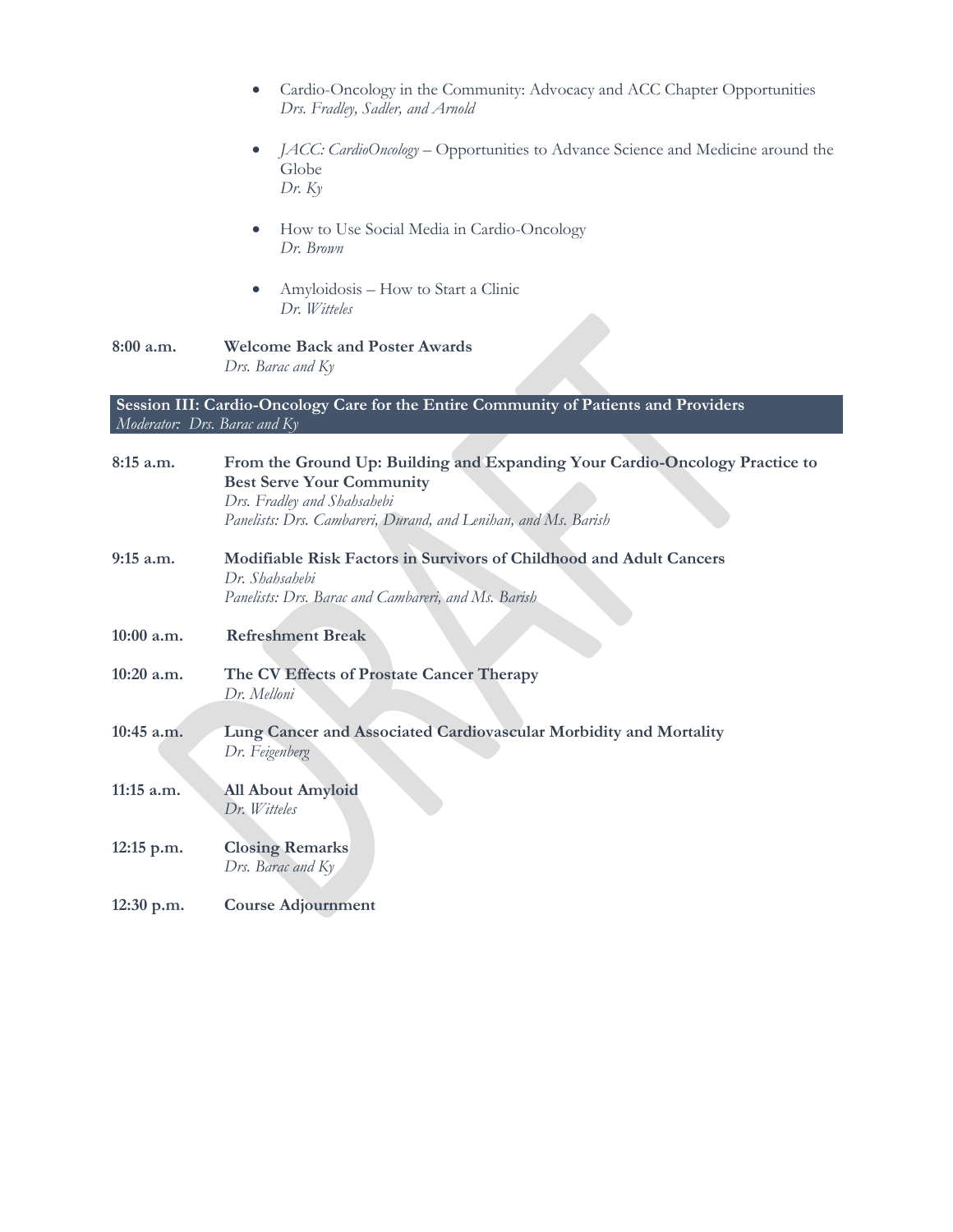- Cardio-Oncology in the Community: Advocacy and ACC Chapter Opportunities
  *Drs. Fradley, Sadler, and Arnold*

- *JACC: CardioOncology* – Opportunities to Advance Science and Medicine around the Globe
  *Dr. Ky*

- How to Use Social Media in Cardio-Oncology
  *Dr. Brown*

- Amyloidosis – How to Start a Clinic
  *Dr. Witteles*

**8:00 a.m.** **Welcome Back and Poster Awards**
*Drs. Barac and Ky*

## Session III: Cardio-Oncology Care for the Entire Community of Patients and Providers

*Moderator: Drs. Barac and Ky*

**8:15 a.m.** **From the Ground Up: Building and Expanding Your Cardio-Oncology Practice to Best Serve Your Community**
*Drs. Fradley and Shahsahebi*
*Panelists: Drs. Cambareri, Durand, and Lenihan, and Ms. Barish*

**9:15 a.m.** **Modifiable Risk Factors in Survivors of Childhood and Adult Cancers**
*Dr. Shahsahebi*
*Panelists: Drs. Barac and Cambareri, and Ms. Barish*

**10:00 a.m.** **Refreshment Break**

**10:20 a.m.** **The CV Effects of Prostate Cancer Therapy**
*Dr. Melloni*

**10:45 a.m.** **Lung Cancer and Associated Cardiovascular Morbidity and Mortality**
*Dr. Feigenberg*

**11:15 a.m.** **All About Amyloid**
*Dr. Witteles*

**12:15 p.m.** **Closing Remarks**
*Drs. Barac and Ky*

**12:30 p.m.** **Course Adjournment**